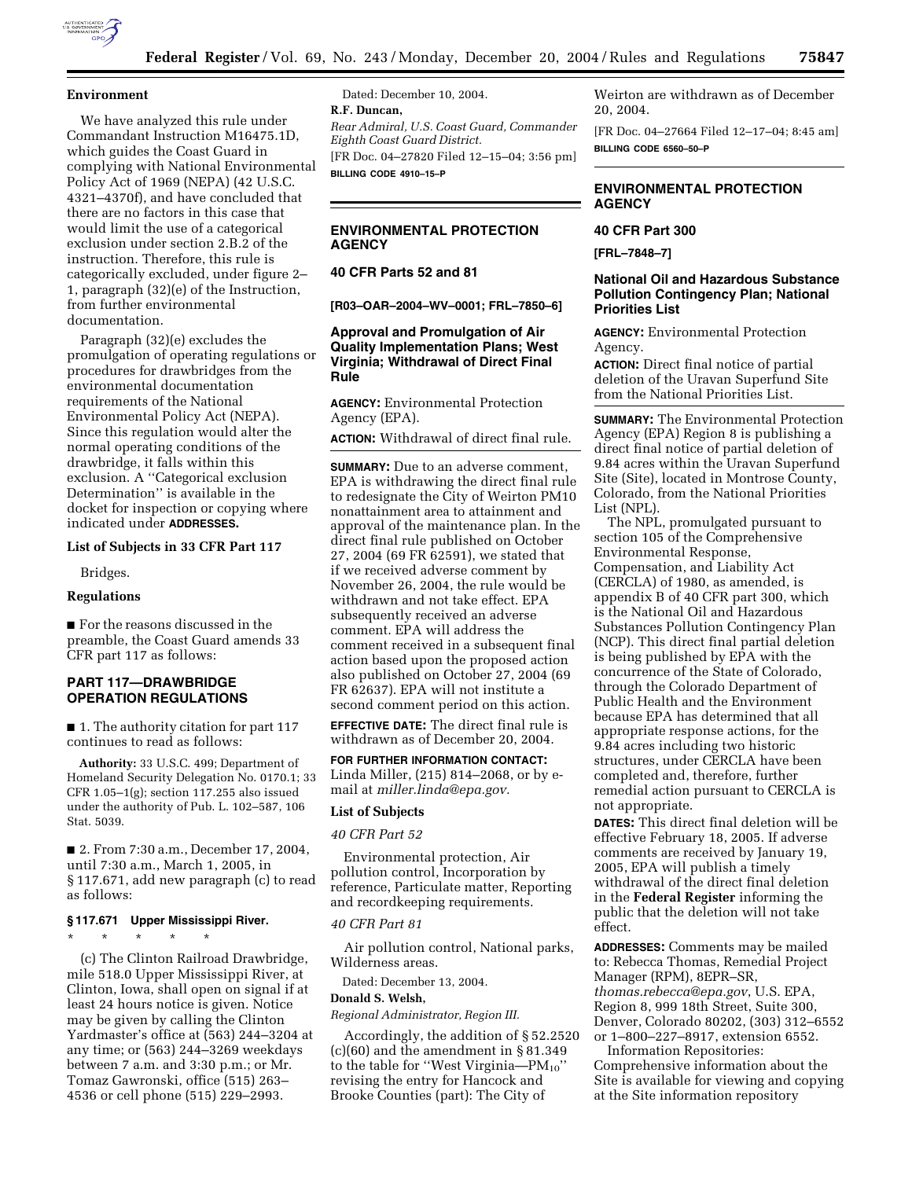## Environment

We have analyzed this rule under Commandant Instruction M16475.1D, which guides the Coast Guard in complying with National Environmental Policy Act of 1969 (NEPA) (42 U.S.C. 4321–4370f), and have concluded that there are no factors in this case that would limit the use of a categorical exclusion under section 2.B.2 of the instruction. Therefore, this rule is categorically excluded, under figure 2–1, paragraph (32)(e) of the Instruction, from further environmental documentation.

Paragraph (32)(e) excludes the promulgation of operating regulations or procedures for drawbridges from the environmental documentation requirements of the National Environmental Policy Act (NEPA). Since this regulation would alter the normal operating conditions of the drawbridge, it falls within this exclusion. A ''Categorical exclusion Determination'' is available in the docket for inspection or copying where indicated under **ADDRESSES.**

### List of Subjects in 33 CFR Part 117

Bridges.

### Regulations

■ For the reasons discussed in the preamble, the Coast Guard amends 33 CFR part 117 as follows:

## PART 117—DRAWBRIDGE OPERATION REGULATIONS

■ 1. The authority citation for part 117 continues to read as follows:

**Authority:** 33 U.S.C. 499; Department of Homeland Security Delegation No. 0170.1; 33 CFR 1.05–1(g); section 117.255 also issued under the authority of Pub. L. 102–587, 106 Stat. 5039.

■ 2. From 7:30 a.m., December 17, 2004, until 7:30 a.m., March 1, 2005, in § 117.671, add new paragraph (c) to read as follows:

### § 117.671 Upper Mississippi River.

\* \* \* \* \*

(c) The Clinton Railroad Drawbridge, mile 518.0 Upper Mississippi River, at Clinton, Iowa, shall open on signal if at least 24 hours notice is given. Notice may be given by calling the Clinton Yardmaster's office at (563) 244–3204 at any time; or (563) 244–3269 weekdays between 7 a.m. and 3:30 p.m.; or Mr. Tomaz Gawronski, office (515) 263–4536 or cell phone (515) 229–2993.

Dated: December 10, 2004.

**R.F. Duncan,**

*Rear Admiral, U.S. Coast Guard, Commander Eighth Coast Guard District.*

[FR Doc. 04–27820 Filed 12–15–04; 3:56 pm]

**BILLING CODE 4910–15–P**

---

## ENVIRONMENTAL PROTECTION AGENCY

### 40 CFR Parts 52 and 81

**[R03–OAR–2004–WV–0001; FRL–7850–6]**

### Approval and Promulgation of Air Quality Implementation Plans; West Virginia; Withdrawal of Direct Final Rule

**AGENCY:** Environmental Protection Agency (EPA).

**ACTION:** Withdrawal of direct final rule.

**SUMMARY:** Due to an adverse comment, EPA is withdrawing the direct final rule to redesignate the City of Weirton PM10 nonattainment area to attainment and approval of the maintenance plan. In the direct final rule published on October 27, 2004 (69 FR 62591), we stated that if we received adverse comment by November 26, 2004, the rule would be withdrawn and not take effect. EPA subsequently received an adverse comment. EPA will address the comment received in a subsequent final action based upon the proposed action also published on October 27, 2004 (69 FR 62637). EPA will not institute a second comment period on this action.

**EFFECTIVE DATE:** The direct final rule is withdrawn as of December 20, 2004.

**FOR FURTHER INFORMATION CONTACT:** Linda Miller, (215) 814–2068, or by e-mail at *miller.linda@epa.gov.*

### List of Subjects

*40 CFR Part 52*

Environmental protection, Air pollution control, Incorporation by reference, Particulate matter, Reporting and recordkeeping requirements.

*40 CFR Part 81*

Air pollution control, National parks, Wilderness areas.

Dated: December 13, 2004.

**Donald S. Welsh,**

*Regional Administrator, Region III.*

Accordingly, the addition of § 52.2520 (c)(60) and the amendment in § 81.349 to the table for ''West Virginia—$PM_{10}$'' revising the entry for Hancock and Brooke Counties (part): The City of Weirton are withdrawn as of December 20, 2004.

[FR Doc. 04–27664 Filed 12–17–04; 8:45 am]

**BILLING CODE 6560–50–P**

---

## ENVIRONMENTAL PROTECTION AGENCY

### 40 CFR Part 300

**[FRL–7848–7]**

### National Oil and Hazardous Substance Pollution Contingency Plan; National Priorities List

**AGENCY:** Environmental Protection Agency.

**ACTION:** Direct final notice of partial deletion of the Uravan Superfund Site from the National Priorities List.

**SUMMARY:** The Environmental Protection Agency (EPA) Region 8 is publishing a direct final notice of partial deletion of 9.84 acres within the Uravan Superfund Site (Site), located in Montrose County, Colorado, from the National Priorities List (NPL).

The NPL, promulgated pursuant to section 105 of the Comprehensive Environmental Response, Compensation, and Liability Act (CERCLA) of 1980, as amended, is appendix B of 40 CFR part 300, which is the National Oil and Hazardous Substances Pollution Contingency Plan (NCP). This direct final partial deletion is being published by EPA with the concurrence of the State of Colorado, through the Colorado Department of Public Health and the Environment because EPA has determined that all appropriate response actions, for the 9.84 acres including two historic structures, under CERCLA have been completed and, therefore, further remedial action pursuant to CERCLA is not appropriate.

**DATES:** This direct final deletion will be effective February 18, 2005. If adverse comments are received by January 19, 2005, EPA will publish a timely withdrawal of the direct final deletion in the **Federal Register** informing the public that the deletion will not take effect.

**ADDRESSES:** Comments may be mailed to: Rebecca Thomas, Remedial Project Manager (RPM), 8EPR–SR, *thomas.rebecca@epa.gov*, U.S. EPA, Region 8, 999 18th Street, Suite 300, Denver, Colorado 80202, (303) 312–6552 or 1–800–227–8917, extension 6552.

Information Repositories: Comprehensive information about the Site is available for viewing and copying at the Site information repository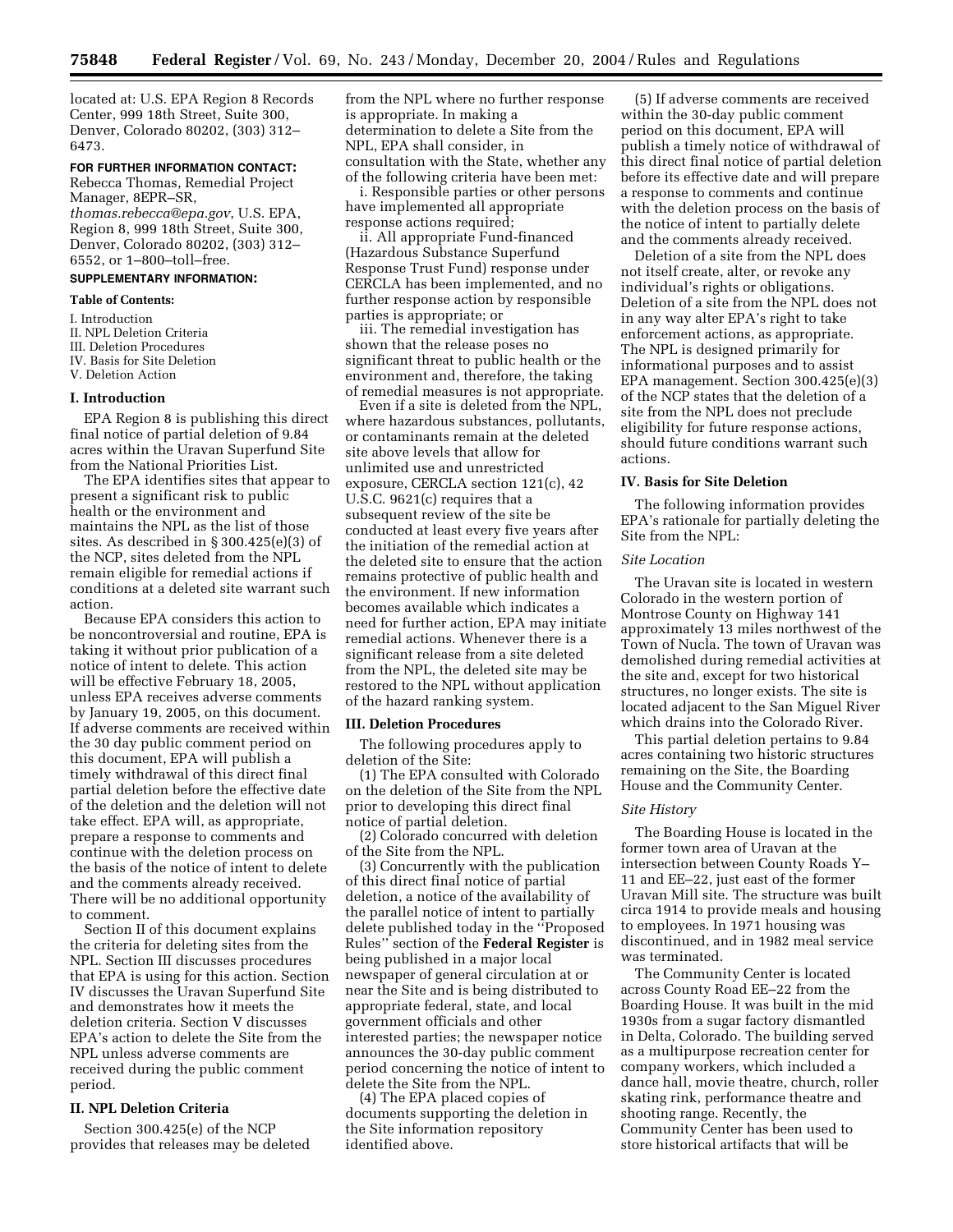located at: U.S. EPA Region 8 Records Center, 999 18th Street, Suite 300, Denver, Colorado 80202, (303) 312–6473.

**FOR FURTHER INFORMATION CONTACT:** Rebecca Thomas, Remedial Project Manager, 8EPR–SR, *thomas.rebecca@epa.gov*, U.S. EPA, Region 8, 999 18th Street, Suite 300, Denver, Colorado 80202, (303) 312–6552, or 1–800–toll–free.

**SUPPLEMENTARY INFORMATION:**

**Table of Contents:**

I. Introduction
II. NPL Deletion Criteria
III. Deletion Procedures
IV. Basis for Site Deletion
V. Deletion Action

## I. Introduction

EPA Region 8 is publishing this direct final notice of partial deletion of 9.84 acres within the Uravan Superfund Site from the National Priorities List.

The EPA identifies sites that appear to present a significant risk to public health or the environment and maintains the NPL as the list of those sites. As described in § 300.425(e)(3) of the NCP, sites deleted from the NPL remain eligible for remedial actions if conditions at a deleted site warrant such action.

Because EPA considers this action to be noncontroversial and routine, EPA is taking it without prior publication of a notice of intent to delete. This action will be effective February 18, 2005, unless EPA receives adverse comments by January 19, 2005, on this document. If adverse comments are received within the 30 day public comment period on this document, EPA will publish a timely withdrawal of this direct final partial deletion before the effective date of the deletion and the deletion will not take effect. EPA will, as appropriate, prepare a response to comments and continue with the deletion process on the basis of the notice of intent to delete and the comments already received. There will be no additional opportunity to comment.

Section II of this document explains the criteria for deleting sites from the NPL. Section III discusses procedures that EPA is using for this action. Section IV discusses the Uravan Superfund Site and demonstrates how it meets the deletion criteria. Section V discusses EPA's action to delete the Site from the NPL unless adverse comments are received during the public comment period.

## II. NPL Deletion Criteria

Section 300.425(e) of the NCP provides that releases may be deleted from the NPL where no further response is appropriate. In making a determination to delete a Site from the NPL, EPA shall consider, in consultation with the State, whether any of the following criteria have been met:

i. Responsible parties or other persons have implemented all appropriate response actions required;

ii. All appropriate Fund-financed (Hazardous Substance Superfund Response Trust Fund) response under CERCLA has been implemented, and no further response action by responsible parties is appropriate; or

iii. The remedial investigation has shown that the release poses no significant threat to public health or the environment and, therefore, the taking of remedial measures is not appropriate.

Even if a site is deleted from the NPL, where hazardous substances, pollutants, or contaminants remain at the deleted site above levels that allow for unlimited use and unrestricted exposure, CERCLA section 121(c), 42 U.S.C. 9621(c) requires that a subsequent review of the site be conducted at least every five years after the initiation of the remedial action at the deleted site to ensure that the action remains protective of public health and the environment. If new information becomes available which indicates a need for further action, EPA may initiate remedial actions. Whenever there is a significant release from a site deleted from the NPL, the deleted site may be restored to the NPL without application of the hazard ranking system.

## III. Deletion Procedures

The following procedures apply to deletion of the Site:

(1) The EPA consulted with Colorado on the deletion of the Site from the NPL prior to developing this direct final notice of partial deletion.

(2) Colorado concurred with deletion of the Site from the NPL.

(3) Concurrently with the publication of this direct final notice of partial deletion, a notice of the availability of the parallel notice of intent to partially delete published today in the ''Proposed Rules'' section of the **Federal Register** is being published in a major local newspaper of general circulation at or near the Site and is being distributed to appropriate federal, state, and local government officials and other interested parties; the newspaper notice announces the 30-day public comment period concerning the notice of intent to delete the Site from the NPL.

(4) The EPA placed copies of documents supporting the deletion in the Site information repository identified above.

(5) If adverse comments are received within the 30-day public comment period on this document, EPA will publish a timely notice of withdrawal of this direct final notice of partial deletion before its effective date and will prepare a response to comments and continue with the deletion process on the basis of the notice of intent to partially delete and the comments already received.

Deletion of a site from the NPL does not itself create, alter, or revoke any individual's rights or obligations. Deletion of a site from the NPL does not in any way alter EPA's right to take enforcement actions, as appropriate. The NPL is designed primarily for informational purposes and to assist EPA management. Section 300.425(e)(3) of the NCP states that the deletion of a site from the NPL does not preclude eligibility for future response actions, should future conditions warrant such actions.

## IV. Basis for Site Deletion

The following information provides EPA's rationale for partially deleting the Site from the NPL:

### *Site Location*

The Uravan site is located in western Colorado in the western portion of Montrose County on Highway 141 approximately 13 miles northwest of the Town of Nucla. The town of Uravan was demolished during remedial activities at the site and, except for two historical structures, no longer exists. The site is located adjacent to the San Miguel River which drains into the Colorado River.

This partial deletion pertains to 9.84 acres containing two historic structures remaining on the Site, the Boarding House and the Community Center.

### *Site History*

The Boarding House is located in the former town area of Uravan at the intersection between County Roads Y–11 and EE–22, just east of the former Uravan Mill site. The structure was built circa 1914 to provide meals and housing to employees. In 1971 housing was discontinued, and in 1982 meal service was terminated.

The Community Center is located across County Road EE–22 from the Boarding House. It was built in the mid 1930s from a sugar factory dismantled in Delta, Colorado. The building served as a multipurpose recreation center for company workers, which included a dance hall, movie theatre, church, roller skating rink, performance theatre and shooting range. Recently, the Community Center has been used to store historical artifacts that will be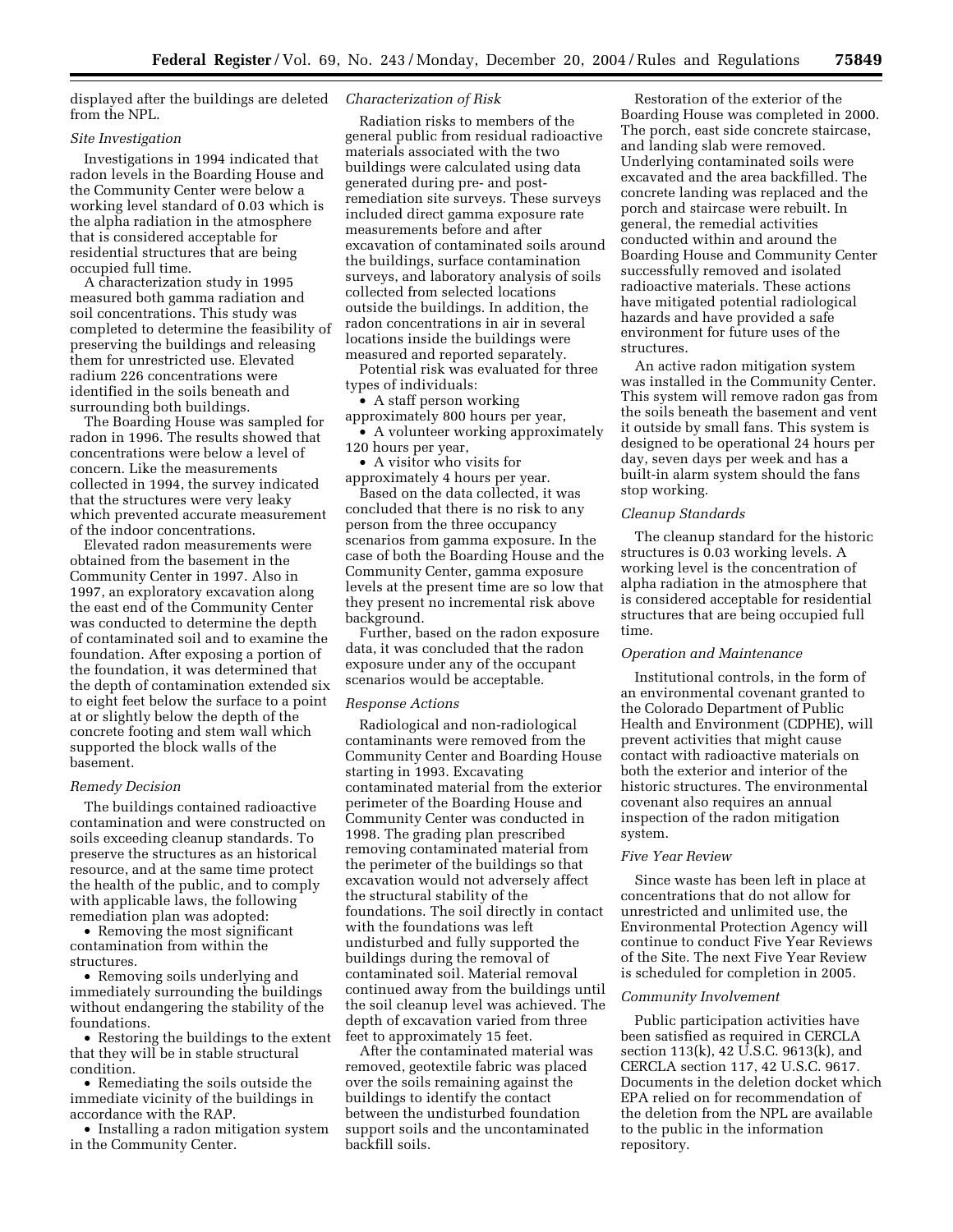displayed after the buildings are deleted from the NPL.

*Site Investigation*

Investigations in 1994 indicated that radon levels in the Boarding House and the Community Center were below a working level standard of 0.03 which is the alpha radiation in the atmosphere that is considered acceptable for residential structures that are being occupied full time.

A characterization study in 1995 measured both gamma radiation and soil concentrations. This study was completed to determine the feasibility of preserving the buildings and releasing them for unrestricted use. Elevated radium 226 concentrations were identified in the soils beneath and surrounding both buildings.

The Boarding House was sampled for radon in 1996. The results showed that concentrations were below a level of concern. Like the measurements collected in 1994, the survey indicated that the structures were very leaky which prevented accurate measurement of the indoor concentrations.

Elevated radon measurements were obtained from the basement in the Community Center in 1997. Also in 1997, an exploratory excavation along the east end of the Community Center was conducted to determine the depth of contaminated soil and to examine the foundation. After exposing a portion of the foundation, it was determined that the depth of contamination extended six to eight feet below the surface to a point at or slightly below the depth of the concrete footing and stem wall which supported the block walls of the basement.

*Remedy Decision*

The buildings contained radioactive contamination and were constructed on soils exceeding cleanup standards. To preserve the structures as an historical resource, and at the same time protect the health of the public, and to comply with applicable laws, the following remediation plan was adopted:

- Removing the most significant contamination from within the structures.
- Removing soils underlying and immediately surrounding the buildings without endangering the stability of the foundations.
- Restoring the buildings to the extent that they will be in stable structural condition.
- Remediating the soils outside the immediate vicinity of the buildings in accordance with the RAP.
- Installing a radon mitigation system in the Community Center.

*Characterization of Risk*

Radiation risks to members of the general public from residual radioactive materials associated with the two buildings were calculated using data generated during pre- and post-remediation site surveys. These surveys included direct gamma exposure rate measurements before and after excavation of contaminated soils around the buildings, surface contamination surveys, and laboratory analysis of soils collected from selected locations outside the buildings. In addition, the radon concentrations in air in several locations inside the buildings were measured and reported separately.

Potential risk was evaluated for three types of individuals:

- A staff person working approximately 800 hours per year,
- A volunteer working approximately 120 hours per year,
- A visitor who visits for approximately 4 hours per year.

Based on the data collected, it was concluded that there is no risk to any person from the three occupancy scenarios from gamma exposure. In the case of both the Boarding House and the Community Center, gamma exposure levels at the present time are so low that they present no incremental risk above background.

Further, based on the radon exposure data, it was concluded that the radon exposure under any of the occupant scenarios would be acceptable.

*Response Actions*

Radiological and non-radiological contaminants were removed from the Community Center and Boarding House starting in 1993. Excavating contaminated material from the exterior perimeter of the Boarding House and Community Center was conducted in 1998. The grading plan prescribed removing contaminated material from the perimeter of the buildings so that excavation would not adversely affect the structural stability of the foundations. The soil directly in contact with the foundations was left undisturbed and fully supported the buildings during the removal of contaminated soil. Material removal continued away from the buildings until the soil cleanup level was achieved. The depth of excavation varied from three feet to approximately 15 feet.

After the contaminated material was removed, geotextile fabric was placed over the soils remaining against the buildings to identify the contact between the undisturbed foundation support soils and the uncontaminated backfill soils.

Restoration of the exterior of the Boarding House was completed in 2000. The porch, east side concrete staircase, and landing slab were removed. Underlying contaminated soils were excavated and the area backfilled. The concrete landing was replaced and the porch and staircase were rebuilt. In general, the remedial activities conducted within and around the Boarding House and Community Center successfully removed and isolated radioactive materials. These actions have mitigated potential radiological hazards and have provided a safe environment for future uses of the structures.

An active radon mitigation system was installed in the Community Center. This system will remove radon gas from the soils beneath the basement and vent it outside by small fans. This system is designed to be operational 24 hours per day, seven days per week and has a built-in alarm system should the fans stop working.

*Cleanup Standards*

The cleanup standard for the historic structures is 0.03 working levels. A working level is the concentration of alpha radiation in the atmosphere that is considered acceptable for residential structures that are being occupied full time.

*Operation and Maintenance*

Institutional controls, in the form of an environmental covenant granted to the Colorado Department of Public Health and Environment (CDPHE), will prevent activities that might cause contact with radioactive materials on both the exterior and interior of the historic structures. The environmental covenant also requires an annual inspection of the radon mitigation system.

*Five Year Review*

Since waste has been left in place at concentrations that do not allow for unrestricted and unlimited use, the Environmental Protection Agency will continue to conduct Five Year Reviews of the Site. The next Five Year Review is scheduled for completion in 2005.

*Community Involvement*

Public participation activities have been satisfied as required in CERCLA section 113(k), 42 U.S.C. 9613(k), and CERCLA section 117, 42 U.S.C. 9617. Documents in the deletion docket which EPA relied on for recommendation of the deletion from the NPL are available to the public in the information repository.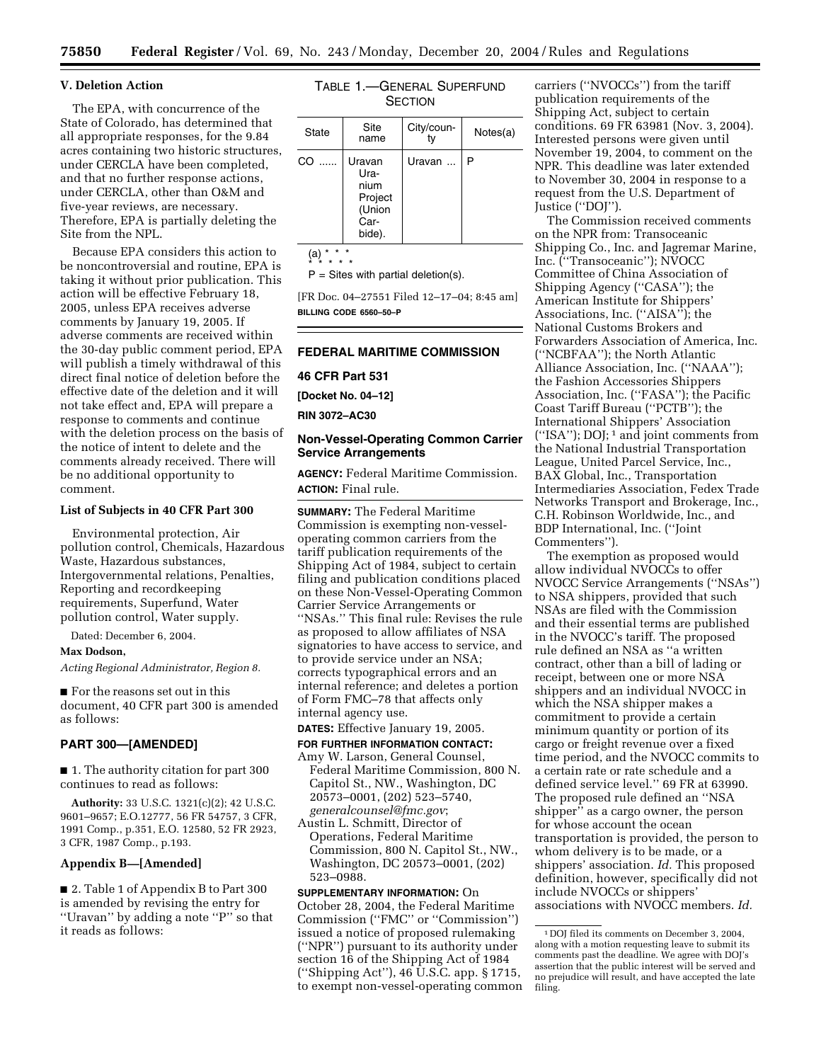### V. Deletion Action

The EPA, with concurrence of the State of Colorado, has determined that all appropriate responses, for the 9.84 acres containing two historic structures, under CERCLA have been completed, and that no further response actions, under CERCLA, other than O&M and five-year reviews, are necessary. Therefore, EPA is partially deleting the Site from the NPL.

Because EPA considers this action to be noncontroversial and routine, EPA is taking it without prior publication. This action will be effective February 18, 2005, unless EPA receives adverse comments by January 19, 2005. If adverse comments are received within the 30-day public comment period, EPA will publish a timely withdrawal of this direct final notice of deletion before the effective date of the deletion and it will not take effect and, EPA will prepare a response to comments and continue with the deletion process on the basis of the notice of intent to delete and the comments already received. There will be no additional opportunity to comment.

### List of Subjects in 40 CFR Part 300

Environmental protection, Air pollution control, Chemicals, Hazardous Waste, Hazardous substances, Intergovernmental relations, Penalties, Reporting and recordkeeping requirements, Superfund, Water pollution control, Water supply.

Dated: December 6, 2004.

**Max Dodson,**

*Acting Regional Administrator, Region 8.*

■ For the reasons set out in this document, 40 CFR part 300 is amended as follows:

## PART 300—[AMENDED]

■ 1. The authority citation for part 300 continues to read as follows:

**Authority:** 33 U.S.C. 1321(c)(2); 42 U.S.C. 9601–9657; E.O.12777, 56 FR 54757, 3 CFR, 1991 Comp., p.351, E.O. 12580, 52 FR 2923, 3 CFR, 1987 Comp., p.193.

### Appendix B—[Amended]

■ 2. Table 1 of Appendix B to Part 300 is amended by revising the entry for ''Uravan'' by adding a note ''P'' so that it reads as follows:

TABLE 1.—GENERAL SUPERFUND SECTION

| State | Site name | City/county | Notes(a) |
|---|---|---|---|
| CO ...... | Uravan Uranium Project (Union Carbide). | Uravan ... | P |

(a) * * *

\* \* \* \* \*

P = Sites with partial deletion(s).

[FR Doc. 04–27551 Filed 12–17–04; 8:45 am]

**BILLING CODE 6560–50–P**

## FEDERAL MARITIME COMMISSION

## 46 CFR Part 531

**[Docket No. 04–12]**

**RIN 3072–AC30**

## Non-Vessel-Operating Common Carrier Service Arrangements

**AGENCY:** Federal Maritime Commission.

**ACTION:** Final rule.

**SUMMARY:** The Federal Maritime Commission is exempting non-vessel-operating common carriers from the tariff publication requirements of the Shipping Act of 1984, subject to certain filing and publication conditions placed on these Non-Vessel-Operating Common Carrier Service Arrangements or ''NSAs.'' This final rule: Revises the rule as proposed to allow affiliates of NSA signatories to have access to service, and to provide service under an NSA; corrects typographical errors and an internal reference; and deletes a portion of Form FMC–78 that affects only internal agency use.

**DATES:** Effective January 19, 2005.

**FOR FURTHER INFORMATION CONTACT:**

Amy W. Larson, General Counsel, Federal Maritime Commission, 800 N. Capitol St., NW., Washington, DC 20573–0001, (202) 523–5740, *generalcounsel@fmc.gov*;

Austin L. Schmitt, Director of Operations, Federal Maritime Commission, 800 N. Capitol St., NW., Washington, DC 20573–0001, (202) 523–0988.

**SUPPLEMENTARY INFORMATION:** On October 28, 2004, the Federal Maritime Commission (''FMC'' or ''Commission'') issued a notice of proposed rulemaking (''NPR'') pursuant to its authority under section 16 of the Shipping Act of 1984 (''Shipping Act''), 46 U.S.C. app. § 1715, to exempt non-vessel-operating common carriers (''NVOCCs'') from the tariff publication requirements of the Shipping Act, subject to certain conditions. 69 FR 63981 (Nov. 3, 2004). Interested persons were given until November 19, 2004, to comment on the NPR. This deadline was later extended to November 30, 2004 in response to a request from the U.S. Department of Justice (''DOJ'').

The Commission received comments on the NPR from: Transoceanic Shipping Co., Inc. and Jagremar Marine, Inc. (''Transoceanic''); NVOCC Committee of China Association of Shipping Agency (''CASA''); the American Institute for Shippers' Associations, Inc. (''AISA''); the National Customs Brokers and Forwarders Association of America, Inc. (''NCBFAA''); the North Atlantic Alliance Association, Inc. (''NAAA''); the Fashion Accessories Shippers Association, Inc. (''FASA''); the Pacific Coast Tariff Bureau (''PCTB''); the International Shippers' Association (''ISA''); DOJ;[1] and joint comments from the National Industrial Transportation League, United Parcel Service, Inc., BAX Global, Inc., Transportation Intermediaries Association, Fedex Trade Networks Transport and Brokerage, Inc., C.H. Robinson Worldwide, Inc., and BDP International, Inc. (''Joint Commenters'').

The exemption as proposed would allow individual NVOCCs to offer NVOCC Service Arrangements (''NSAs'') to NSA shippers, provided that such NSAs are filed with the Commission and their essential terms are published in the NVOCC's tariff. The proposed rule defined an NSA as ''a written contract, other than a bill of lading or receipt, between one or more NSA shippers and an individual NVOCC in which the NSA shipper makes a commitment to provide a certain minimum quantity or portion of its cargo or freight revenue over a fixed time period, and the NVOCC commits to a certain rate or rate schedule and a defined service level.'' 69 FR at 63990. The proposed rule defined an ''NSA shipper'' as a cargo owner, the person for whose account the ocean transportation is provided, the person to whom delivery is to be made, or a shippers' association. *Id.* This proposed definition, however, specifically did not include NVOCCs or shippers' associations with NVOCC members. *Id.*

[1] DOJ filed its comments on December 3, 2004, along with a motion requesting leave to submit its comments past the deadline. We agree with DOJ's assertion that the public interest will be served and no prejudice will result, and have accepted the late filing.